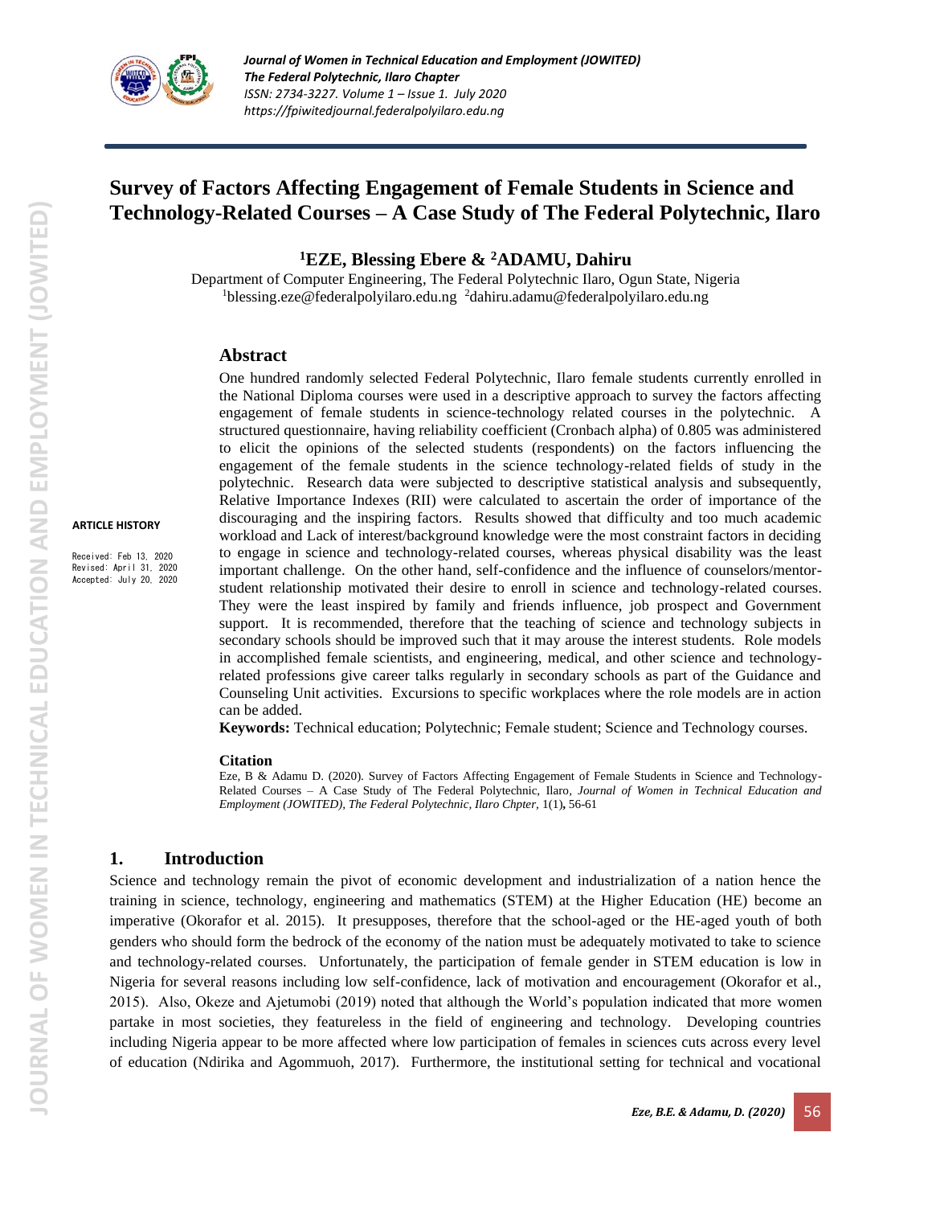# Survey of Factors Affecting Engagement of Female Students in Science and Technology-Related Courses – A Case Study of The Federal Polytechnic, Ilaro

**[1]EZE, Blessing Ebere & [2]ADAMU, Dahiru**

Department of Computer Engineering, The Federal Polytechnic Ilaro, Ogun State, Nigeria
[1]blessing.eze@federalpolyilaro.edu.ng [2]dahiru.adamu@federalpolyilaro.edu.ng

**ARTICLE HISTORY**

Received: Feb 13, 2020
Revised: April 31, 2020
Accepted: July 20, 2020

## Abstract

One hundred randomly selected Federal Polytechnic, Ilaro female students currently enrolled in the National Diploma courses were used in a descriptive approach to survey the factors affecting engagement of female students in science-technology related courses in the polytechnic. A structured questionnaire, having reliability coefficient (Cronbach alpha) of 0.805 was administered to elicit the opinions of the selected students (respondents) on the factors influencing the engagement of the female students in the science technology-related fields of study in the polytechnic. Research data were subjected to descriptive statistical analysis and subsequently, Relative Importance Indexes (RII) were calculated to ascertain the order of importance of the discouraging and the inspiring factors. Results showed that difficulty and too much academic workload and Lack of interest/background knowledge were the most constraint factors in deciding to engage in science and technology-related courses, whereas physical disability was the least important challenge. On the other hand, self-confidence and the influence of counselors/mentor-student relationship motivated their desire to enroll in science and technology-related courses. They were the least inspired by family and friends influence, job prospect and Government support. It is recommended, therefore that the teaching of science and technology subjects in secondary schools should be improved such that it may arouse the interest students. Role models in accomplished female scientists, and engineering, medical, and other science and technology-related professions give career talks regularly in secondary schools as part of the Guidance and Counseling Unit activities. Excursions to specific workplaces where the role models are in action can be added.

**Keywords:** Technical education; Polytechnic; Female student; Science and Technology courses.

**Citation**

Eze, B & Adamu D. (2020). Survey of Factors Affecting Engagement of Female Students in Science and Technology-Related Courses – A Case Study of The Federal Polytechnic, Ilaro, *Journal of Women in Technical Education and Employment (JOWITED), The Federal Polytechnic, Ilaro Chpter,* 1(1)**,** 56-61

## 1. Introduction

Science and technology remain the pivot of economic development and industrialization of a nation hence the training in science, technology, engineering and mathematics (STEM) at the Higher Education (HE) become an imperative (Okorafor et al. 2015). It presupposes, therefore that the school-aged or the HE-aged youth of both genders who should form the bedrock of the economy of the nation must be adequately motivated to take to science and technology-related courses. Unfortunately, the participation of female gender in STEM education is low in Nigeria for several reasons including low self-confidence, lack of motivation and encouragement (Okorafor et al., 2015). Also, Okeze and Ajetumobi (2019) noted that although the World's population indicated that more women partake in most societies, they featureless in the field of engineering and technology. Developing countries including Nigeria appear to be more affected where low participation of females in sciences cuts across every level of education (Ndirika and Agommuoh, 2017). Furthermore, the institutional setting for technical and vocational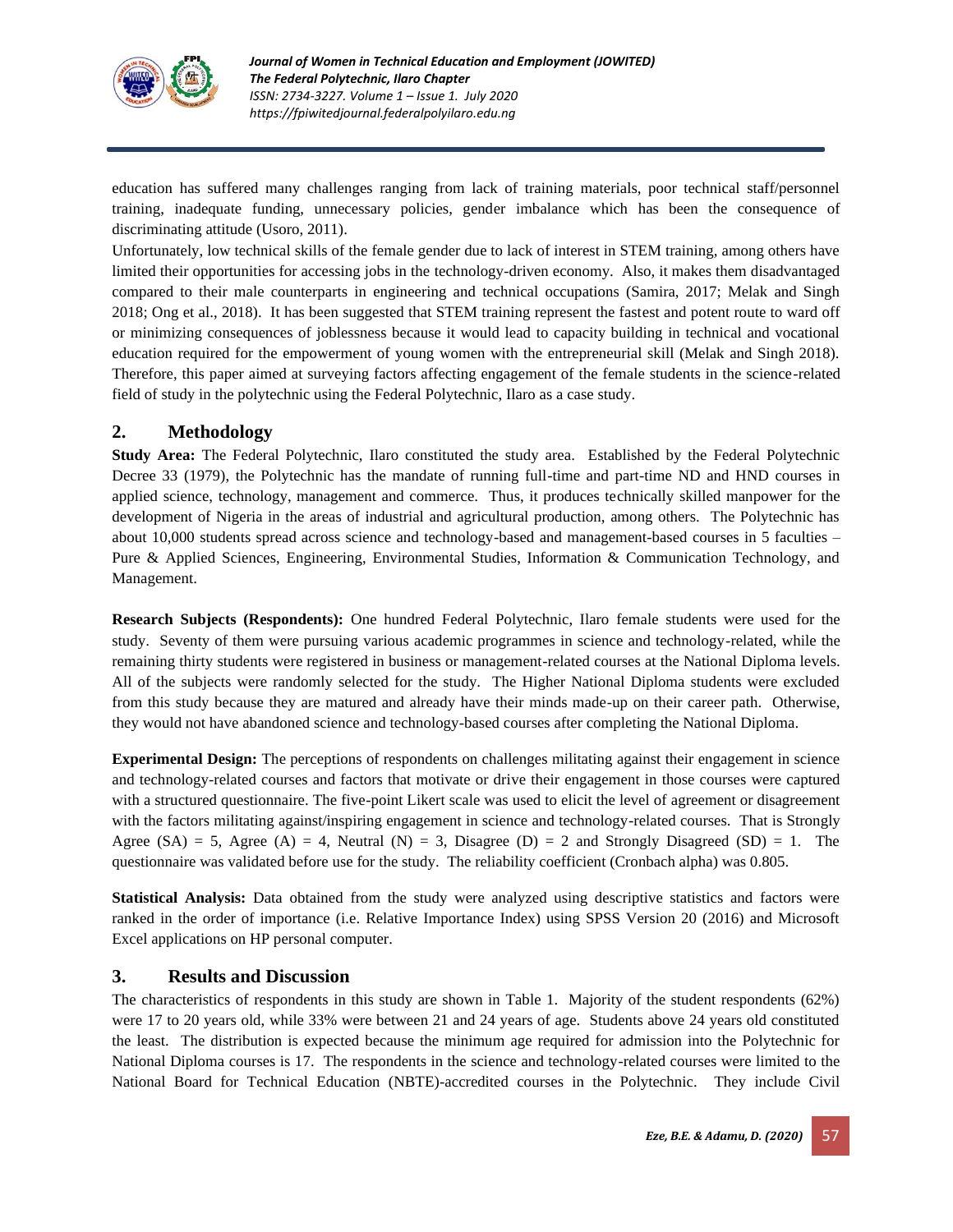education has suffered many challenges ranging from lack of training materials, poor technical staff/personnel training, inadequate funding, unnecessary policies, gender imbalance which has been the consequence of discriminating attitude (Usoro, 2011).

Unfortunately, low technical skills of the female gender due to lack of interest in STEM training, among others have limited their opportunities for accessing jobs in the technology-driven economy. Also, it makes them disadvantaged compared to their male counterparts in engineering and technical occupations (Samira, 2017; Melak and Singh 2018; Ong et al., 2018). It has been suggested that STEM training represent the fastest and potent route to ward off or minimizing consequences of joblessness because it would lead to capacity building in technical and vocational education required for the empowerment of young women with the entrepreneurial skill (Melak and Singh 2018). Therefore, this paper aimed at surveying factors affecting engagement of the female students in the science-related field of study in the polytechnic using the Federal Polytechnic, Ilaro as a case study.

## 2. Methodology

**Study Area:** The Federal Polytechnic, Ilaro constituted the study area. Established by the Federal Polytechnic Decree 33 (1979), the Polytechnic has the mandate of running full-time and part-time ND and HND courses in applied science, technology, management and commerce. Thus, it produces technically skilled manpower for the development of Nigeria in the areas of industrial and agricultural production, among others. The Polytechnic has about 10,000 students spread across science and technology-based and management-based courses in 5 faculties – Pure & Applied Sciences, Engineering, Environmental Studies, Information & Communication Technology, and Management.

**Research Subjects (Respondents):** One hundred Federal Polytechnic, Ilaro female students were used for the study. Seventy of them were pursuing various academic programmes in science and technology-related, while the remaining thirty students were registered in business or management-related courses at the National Diploma levels. All of the subjects were randomly selected for the study. The Higher National Diploma students were excluded from this study because they are matured and already have their minds made-up on their career path. Otherwise, they would not have abandoned science and technology-based courses after completing the National Diploma.

**Experimental Design:** The perceptions of respondents on challenges militating against their engagement in science and technology-related courses and factors that motivate or drive their engagement in those courses were captured with a structured questionnaire. The five-point Likert scale was used to elicit the level of agreement or disagreement with the factors militating against/inspiring engagement in science and technology-related courses. That is Strongly Agree (SA) = 5, Agree (A) = 4, Neutral (N) = 3, Disagree (D) = 2 and Strongly Disagreed (SD) = 1. The questionnaire was validated before use for the study. The reliability coefficient (Cronbach alpha) was 0.805.

**Statistical Analysis:** Data obtained from the study were analyzed using descriptive statistics and factors were ranked in the order of importance (i.e. Relative Importance Index) using SPSS Version 20 (2016) and Microsoft Excel applications on HP personal computer.

## 3. Results and Discussion

The characteristics of respondents in this study are shown in Table 1. Majority of the student respondents (62%) were 17 to 20 years old, while 33% were between 21 and 24 years of age. Students above 24 years old constituted the least. The distribution is expected because the minimum age required for admission into the Polytechnic for National Diploma courses is 17. The respondents in the science and technology-related courses were limited to the National Board for Technical Education (NBTE)-accredited courses in the Polytechnic. They include Civil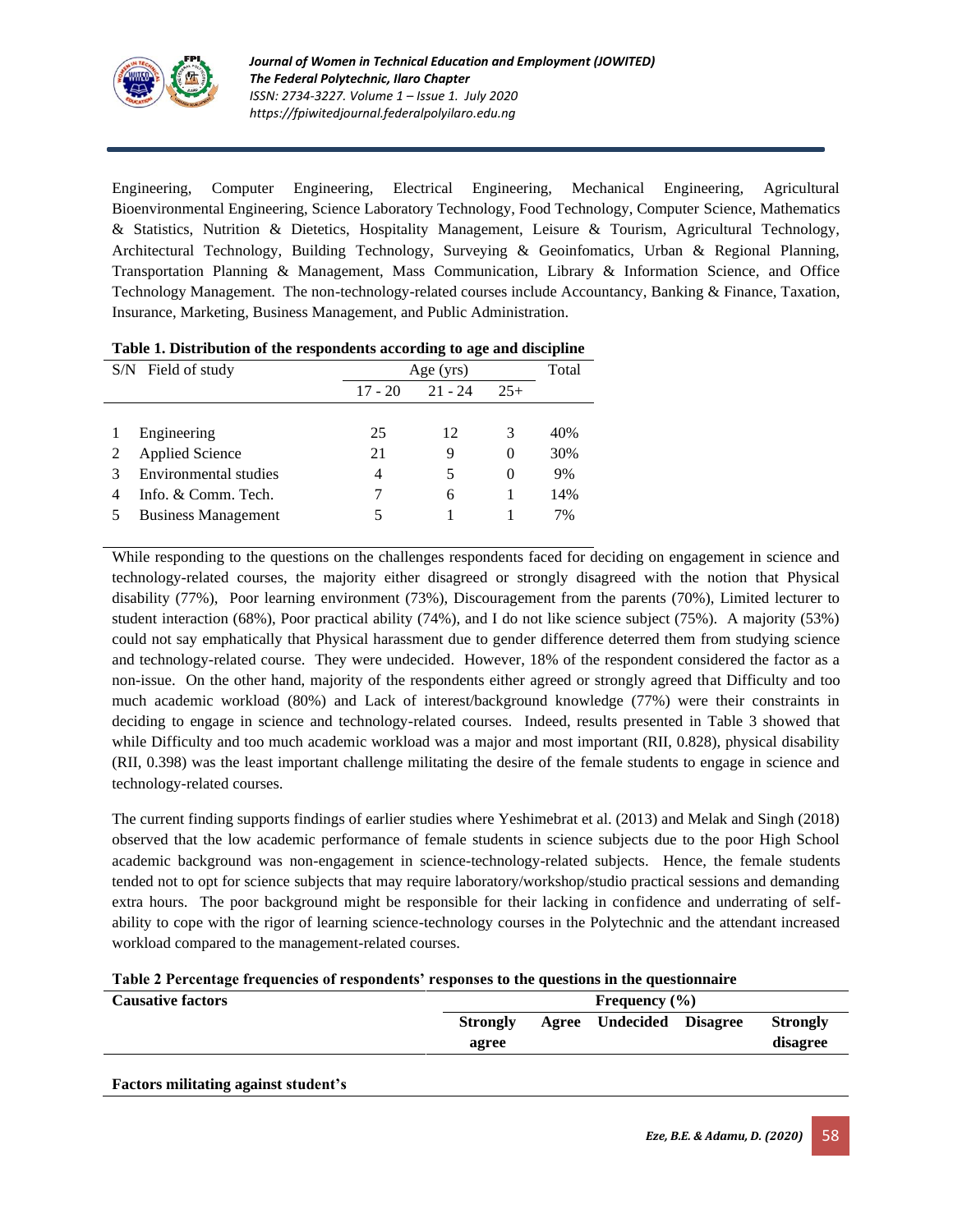Engineering, Computer Engineering, Electrical Engineering, Mechanical Engineering, Agricultural Bioenvironmental Engineering, Science Laboratory Technology, Food Technology, Computer Science, Mathematics & Statistics, Nutrition & Dietetics, Hospitality Management, Leisure & Tourism, Agricultural Technology, Architectural Technology, Building Technology, Surveying & Geoinfomatics, Urban & Regional Planning, Transportation Planning & Management, Mass Communication, Library & Information Science, and Office Technology Management. The non-technology-related courses include Accountancy, Banking & Finance, Taxation, Insurance, Marketing, Business Management, and Public Administration.

**Table 1. Distribution of the respondents according to age and discipline**

| S/N | Field of study | Age (yrs) | | | Total |
|---|---|---|---|---|---|
| | | 17 - 20 | 21 - 24 | 25+ | |
| 1 | Engineering | 25 | 12 | 3 | 40% |
| 2 | Applied Science | 21 | 9 | 0 | 30% |
| 3 | Environmental studies | 4 | 5 | 0 | 9% |
| 4 | Info. & Comm. Tech. | 7 | 6 | 1 | 14% |
| 5 | Business Management | 5 | 1 | 1 | 7% |

While responding to the questions on the challenges respondents faced for deciding on engagement in science and technology-related courses, the majority either disagreed or strongly disagreed with the notion that Physical disability (77%), Poor learning environment (73%), Discouragement from the parents (70%), Limited lecturer to student interaction (68%), Poor practical ability (74%), and I do not like science subject (75%). A majority (53%) could not say emphatically that Physical harassment due to gender difference deterred them from studying science and technology-related course. They were undecided. However, 18% of the respondent considered the factor as a non-issue. On the other hand, majority of the respondents either agreed or strongly agreed that Difficulty and too much academic workload (80%) and Lack of interest/background knowledge (77%) were their constraints in deciding to engage in science and technology-related courses. Indeed, results presented in Table 3 showed that while Difficulty and too much academic workload was a major and most important (RII, 0.828), physical disability (RII, 0.398) was the least important challenge militating the desire of the female students to engage in science and technology-related courses.

The current finding supports findings of earlier studies where Yeshimebrat et al. (2013) and Melak and Singh (2018) observed that the low academic performance of female students in science subjects due to the poor High School academic background was non-engagement in science-technology-related subjects. Hence, the female students tended not to opt for science subjects that may require laboratory/workshop/studio practical sessions and demanding extra hours. The poor background might be responsible for their lacking in confidence and underrating of self-ability to cope with the rigor of learning science-technology courses in the Polytechnic and the attendant increased workload compared to the management-related courses.

**Table 2 Percentage frequencies of respondents' responses to the questions in the questionnaire**

| Causative factors | Frequency (%) | | | | |
|---|---|---|---|---|---|
| | Strongly agree | Agree | Undecided | Disagree | Strongly disagree |
| **Factors militating against student's** | | | | | |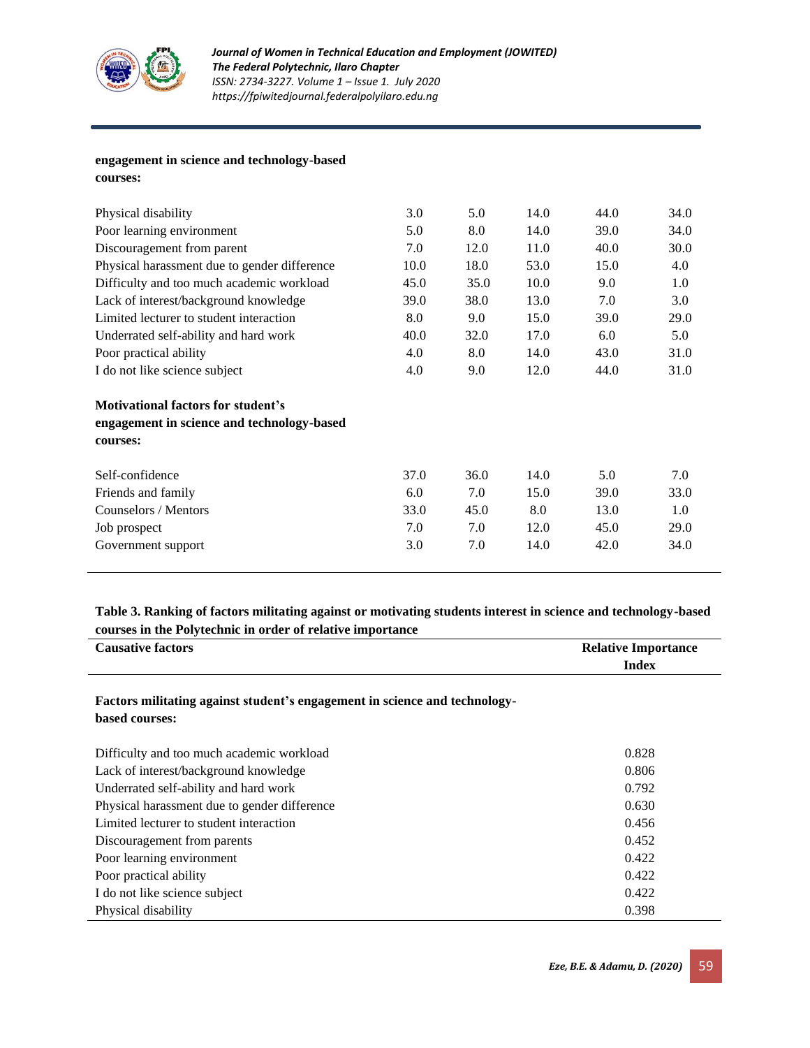| | | | | | |
|---|---|---|---|---|---|
| **engagement in science and technology-based courses:** | | | | | |
| Physical disability | 3.0 | 5.0 | 14.0 | 44.0 | 34.0 |
| Poor learning environment | 5.0 | 8.0 | 14.0 | 39.0 | 34.0 |
| Discouragement from parent | 7.0 | 12.0 | 11.0 | 40.0 | 30.0 |
| Physical harassment due to gender difference | 10.0 | 18.0 | 53.0 | 15.0 | 4.0 |
| Difficulty and too much academic workload | 45.0 | 35.0 | 10.0 | 9.0 | 1.0 |
| Lack of interest/background knowledge | 39.0 | 38.0 | 13.0 | 7.0 | 3.0 |
| Limited lecturer to student interaction | 8.0 | 9.0 | 15.0 | 39.0 | 29.0 |
| Underrated self-ability and hard work | 40.0 | 32.0 | 17.0 | 6.0 | 5.0 |
| Poor practical ability | 4.0 | 8.0 | 14.0 | 43.0 | 31.0 |
| I do not like science subject | 4.0 | 9.0 | 12.0 | 44.0 | 31.0 |
| **Motivational factors for student's engagement in science and technology-based courses:** | | | | | |
| Self-confidence | 37.0 | 36.0 | 14.0 | 5.0 | 7.0 |
| Friends and family | 6.0 | 7.0 | 15.0 | 39.0 | 33.0 |
| Counselors / Mentors | 33.0 | 45.0 | 8.0 | 13.0 | 1.0 |
| Job prospect | 7.0 | 7.0 | 12.0 | 45.0 | 29.0 |
| Government support | 3.0 | 7.0 | 14.0 | 42.0 | 34.0 |

**Table 3. Ranking of factors militating against or motivating students interest in science and technology-based courses in the Polytechnic in order of relative importance**

| Causative factors | Relative Importance Index |
|---|---|
| **Factors militating against student's engagement in science and technology-based courses:** | |
| Difficulty and too much academic workload | 0.828 |
| Lack of interest/background knowledge | 0.806 |
| Underrated self-ability and hard work | 0.792 |
| Physical harassment due to gender difference | 0.630 |
| Limited lecturer to student interaction | 0.456 |
| Discouragement from parents | 0.452 |
| Poor learning environment | 0.422 |
| Poor practical ability | 0.422 |
| I do not like science subject | 0.422 |
| Physical disability | 0.398 |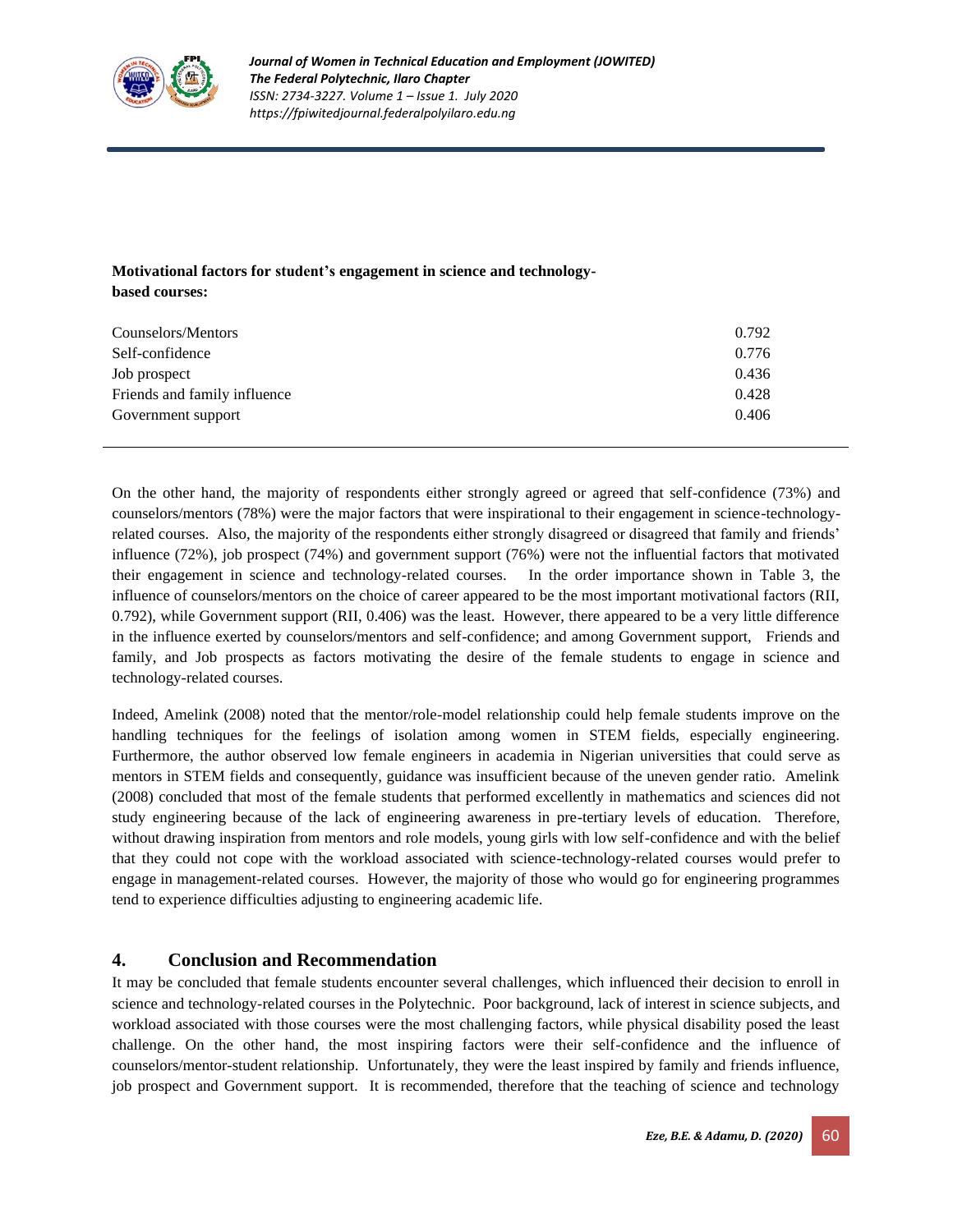| **Motivational factors for student's engagement in science and technology-based courses:** | |
|---|---|
| Counselors/Mentors | 0.792 |
| Self-confidence | 0.776 |
| Job prospect | 0.436 |
| Friends and family influence | 0.428 |
| Government support | 0.406 |

On the other hand, the majority of respondents either strongly agreed or agreed that self-confidence (73%) and counselors/mentors (78%) were the major factors that were inspirational to their engagement in science-technology-related courses. Also, the majority of the respondents either strongly disagreed or disagreed that family and friends' influence (72%), job prospect (74%) and government support (76%) were not the influential factors that motivated their engagement in science and technology-related courses. In the order importance shown in Table 3, the influence of counselors/mentors on the choice of career appeared to be the most important motivational factors (RII, 0.792), while Government support (RII, 0.406) was the least. However, there appeared to be a very little difference in the influence exerted by counselors/mentors and self-confidence; and among Government support, Friends and family, and Job prospects as factors motivating the desire of the female students to engage in science and technology-related courses.

Indeed, Amelink (2008) noted that the mentor/role-model relationship could help female students improve on the handling techniques for the feelings of isolation among women in STEM fields, especially engineering. Furthermore, the author observed low female engineers in academia in Nigerian universities that could serve as mentors in STEM fields and consequently, guidance was insufficient because of the uneven gender ratio. Amelink (2008) concluded that most of the female students that performed excellently in mathematics and sciences did not study engineering because of the lack of engineering awareness in pre-tertiary levels of education. Therefore, without drawing inspiration from mentors and role models, young girls with low self-confidence and with the belief that they could not cope with the workload associated with science-technology-related courses would prefer to engage in management-related courses. However, the majority of those who would go for engineering programmes tend to experience difficulties adjusting to engineering academic life.

## 4. Conclusion and Recommendation

It may be concluded that female students encounter several challenges, which influenced their decision to enroll in science and technology-related courses in the Polytechnic. Poor background, lack of interest in science subjects, and workload associated with those courses were the most challenging factors, while physical disability posed the least challenge. On the other hand, the most inspiring factors were their self-confidence and the influence of counselors/mentor-student relationship. Unfortunately, they were the least inspired by family and friends influence, job prospect and Government support. It is recommended, therefore that the teaching of science and technology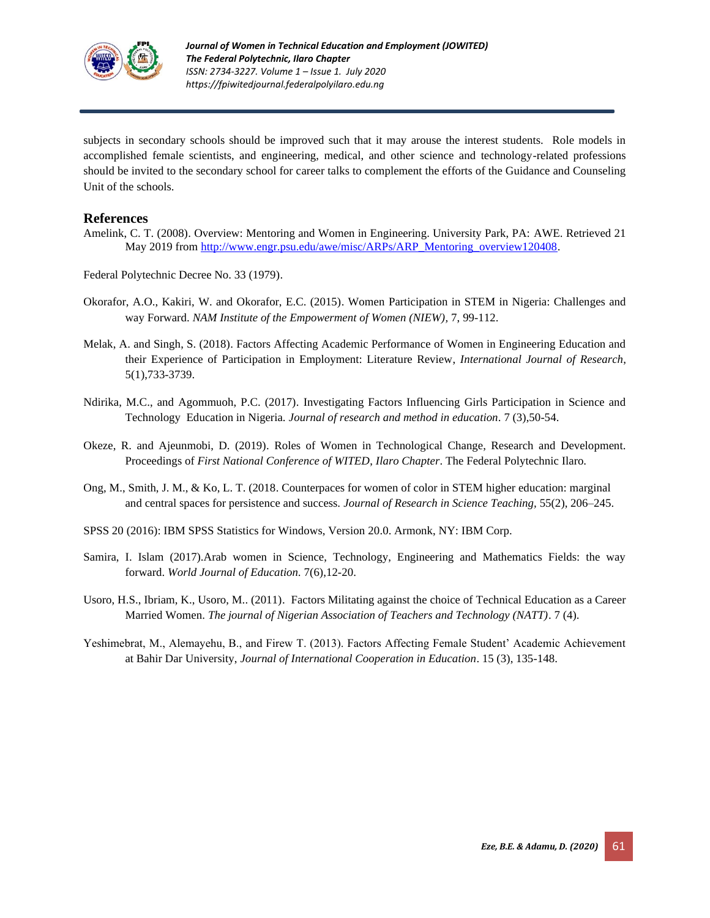subjects in secondary schools should be improved such that it may arouse the interest students. Role models in accomplished female scientists, and engineering, medical, and other science and technology-related professions should be invited to the secondary school for career talks to complement the efforts of the Guidance and Counseling Unit of the schools.

## References

Amelink, C. T. (2008). Overview: Mentoring and Women in Engineering. University Park, PA: AWE. Retrieved 21 May 2019 from [http://www.engr.psu.edu/awe/misc/ARPs/ARP_Mentoring_overview120408](http://www.engr.psu.edu/awe/misc/ARPs/ARP_Mentoring_overview120408).

Federal Polytechnic Decree No. 33 (1979).

Okorafor, A.O., Kakiri, W. and Okorafor, E.C. (2015). Women Participation in STEM in Nigeria: Challenges and way Forward. *NAM Institute of the Empowerment of Women (NIEW)*, 7, 99-112.

Melak, A. and Singh, S. (2018). Factors Affecting Academic Performance of Women in Engineering Education and their Experience of Participation in Employment: Literature Review, *International Journal of Research*, 5(1),733-3739.

Ndirika, M.C., and Agommuoh, P.C. (2017). Investigating Factors Influencing Girls Participation in Science and Technology Education in Nigeria. *Journal of research and method in education*. 7 (3),50-54.

Okeze, R. and Ajeunmobi, D. (2019). Roles of Women in Technological Change, Research and Development. Proceedings of *First National Conference of WITED, Ilaro Chapter*. The Federal Polytechnic Ilaro.

Ong, M., Smith, J. M., & Ko, L. T. (2018. Counterpaces for women of color in STEM higher education: marginal and central spaces for persistence and success. *Journal of Research in Science Teaching*, 55(2), 206–245.

SPSS 20 (2016): IBM SPSS Statistics for Windows, Version 20.0. Armonk, NY: IBM Corp.

Samira, I. Islam (2017).Arab women in Science, Technology, Engineering and Mathematics Fields: the way forward. *World Journal of Education.* 7(6),12-20.

Usoro, H.S., Ibriam, K., Usoro, M.. (2011). Factors Militating against the choice of Technical Education as a Career Married Women. *The journal of Nigerian Association of Teachers and Technology (NATT)*. 7 (4).

Yeshimebrat, M., Alemayehu, B., and Firew T. (2013). Factors Affecting Female Student' Academic Achievement at Bahir Dar University, *Journal of International Cooperation in Education*. 15 (3), 135-148.